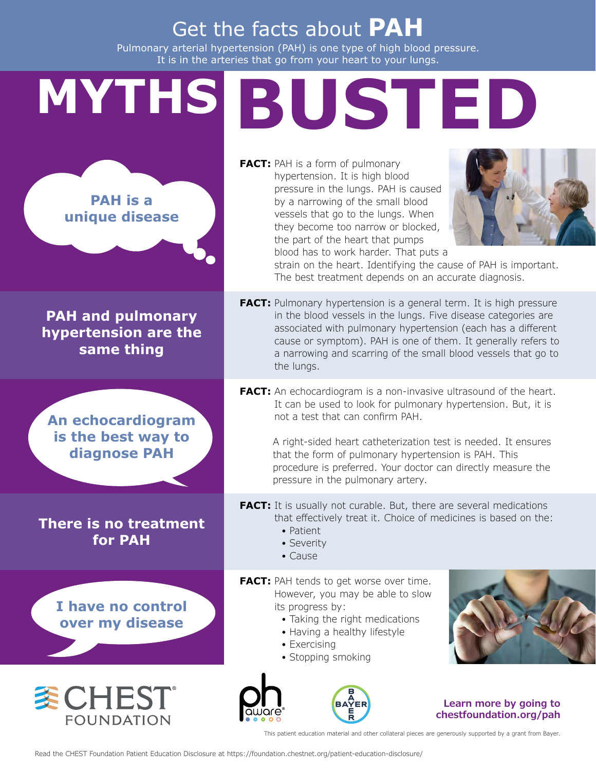# Get the facts about PAH

Pulmonary arterial hypertension (PAH) is one type of high blood pressure. It is in the arteries that go from your heart to your lungs.

## MYTHS BUSTED

**MYTH: PAH is a unique disease**

**FACT:** PAH is a form of pulmonary hypertension. It is high blood pressure in the lungs. PAH is caused by a narrowing of the small blood vessels that go to the lungs. When they become too narrow or blocked, the part of the heart that pumps blood has to work harder. That puts a strain on the heart. Identifying the cause of PAH is important. The best treatment depends on an accurate diagnosis.

**MYTH: PAH and pulmonary hypertension are the same thing**

**FACT:** Pulmonary hypertension is a general term. It is high pressure in the blood vessels in the lungs. Five disease categories are associated with pulmonary hypertension (each has a different cause or symptom). PAH is one of them. It generally refers to a narrowing and scarring of the small blood vessels that go to the lungs.

**MYTH: An echocardiogram is the best way to diagnose PAH**

**FACT:** An echocardiogram is a non-invasive ultrasound of the heart. It can be used to look for pulmonary hypertension. But, it is not a test that can confirm PAH.

A right-sided heart catheterization test is needed. It ensures that the form of pulmonary hypertension is PAH. This procedure is preferred. Your doctor can directly measure the pressure in the pulmonary artery.

**MYTH: There is no treatment for PAH**

**FACT:** It is usually not curable. But, there are several medications that effectively treat it. Choice of medicines is based on the:

- Patient
- Severity
- Cause

**MYTH: I have no control over my disease**

**FACT:** PAH tends to get worse over time. However, you may be able to slow its progress by:

- Taking the right medications
- Having a healthy lifestyle
- Exercising
- Stopping smoking

CHEST FOUNDATION

ph aware

BAYER

**Learn more by going to chestfoundation.org/pah**

This patient education material and other collateral pieces are generously supported by a grant from Bayer.

Read the CHEST Foundation Patient Education Disclosure at https://foundation.chestnet.org/patient-education-disclosure/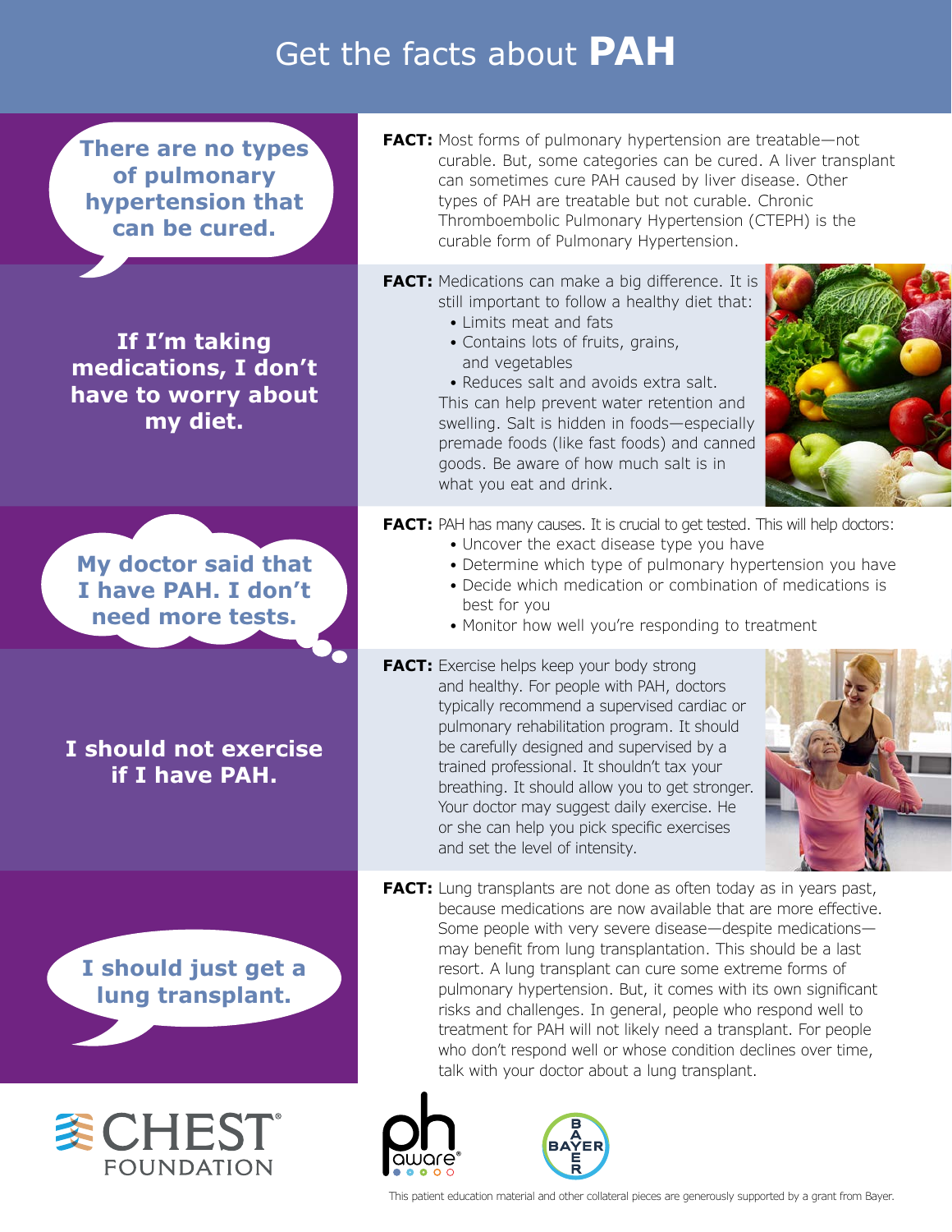# Get the facts about **PAH**

**There are no types of pulmonary hypertension that can be cured.**

**FACT:** Most forms of pulmonary hypertension are treatable—not curable. But, some categories can be cured. A liver transplant can sometimes cure PAH caused by liver disease. Other types of PAH are treatable but not curable. Chronic Thromboembolic Pulmonary Hypertension (CTEPH) is the curable form of Pulmonary Hypertension.

**If I'm taking medications, I don't have to worry about my diet.**

**FACT:** Medications can make a big difference. It is still important to follow a healthy diet that:

- Limits meat and fats
- Contains lots of fruits, grains, and vegetables
- Reduces salt and avoids extra salt.

This can help prevent water retention and swelling. Salt is hidden in foods—especially premade foods (like fast foods) and canned goods. Be aware of how much salt is in what you eat and drink.

**My doctor said that I have PAH. I don't need more tests.**

**FACT:** PAH has many causes. It is crucial to get tested. This will help doctors:

- Uncover the exact disease type you have
- Determine which type of pulmonary hypertension you have
- Decide which medication or combination of medications is best for you
- Monitor how well you're responding to treatment

**I should not exercise if I have PAH.**

**FACT:** Exercise helps keep your body strong and healthy. For people with PAH, doctors typically recommend a supervised cardiac or pulmonary rehabilitation program. It should be carefully designed and supervised by a trained professional. It shouldn't tax your breathing. It should allow you to get stronger. Your doctor may suggest daily exercise. He or she can help you pick specific exercises and set the level of intensity.

**I should just get a lung transplant.**

**FACT:** Lung transplants are not done as often today as in years past, because medications are now available that are more effective. Some people with very severe disease—despite medications—may benefit from lung transplantation. This should be a last resort. A lung transplant can cure some extreme forms of pulmonary hypertension. But, it comes with its own significant risks and challenges. In general, people who respond well to treatment for PAH will not likely need a transplant. For people who don't respond well or whose condition declines over time, talk with your doctor about a lung transplant.

CHEST FOUNDATION

ph aware

BAYER

This patient education material and other collateral pieces are generously supported by a grant from Bayer.